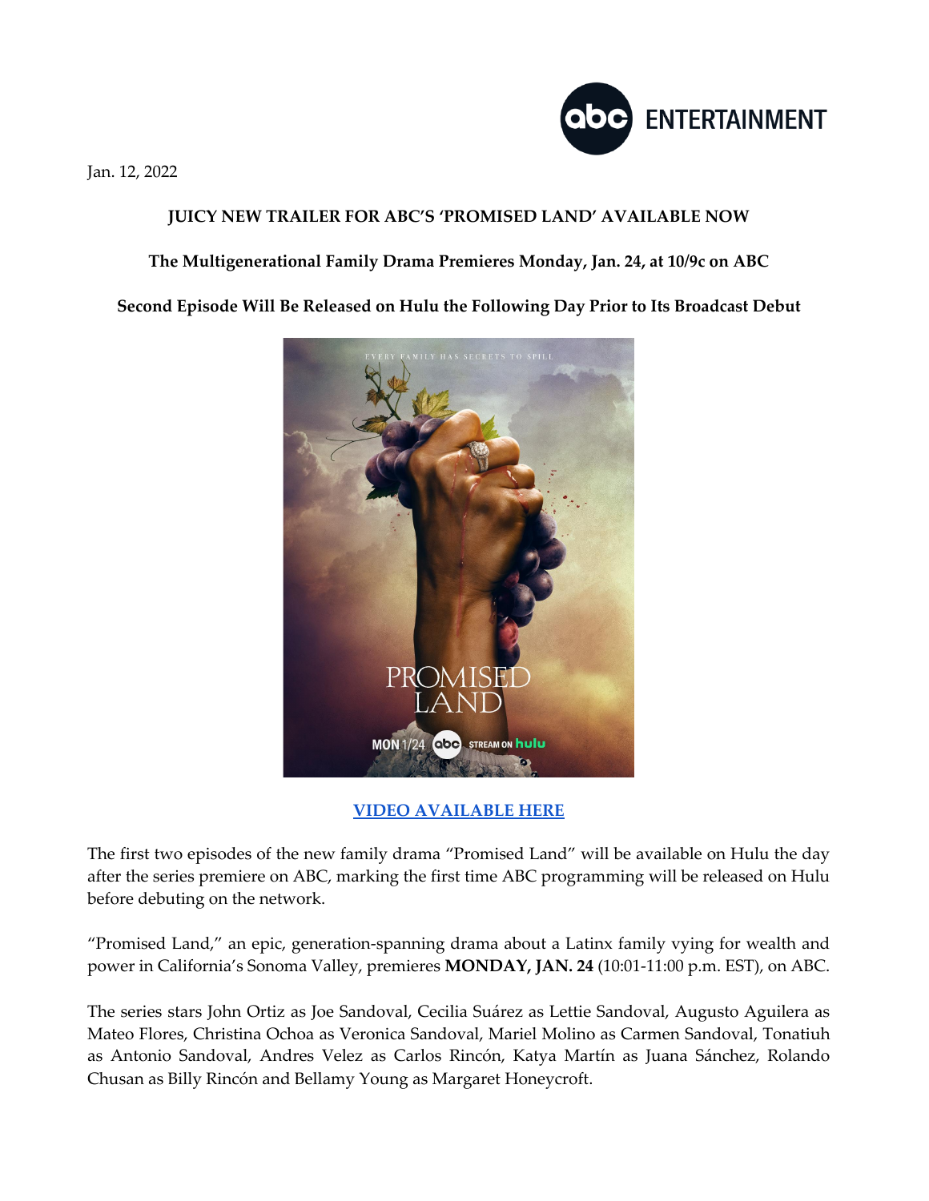Jan. 12, 2022

**JUICY NEW TRAILER FOR ABC'S 'PROMISED LAND' AVAILABLE NOW**

**The Multigenerational Family Drama Premieres Monday, Jan. 24, at 10/9c on ABC**

**Second Episode Will Be Released on Hulu the Following Day Prior to Its Broadcast Debut**

**VIDEO AVAILABLE HERE**

The first two episodes of the new family drama "Promised Land" will be available on Hulu the day after the series premiere on ABC, marking the first time ABC programming will be released on Hulu before debuting on the network.

"Promised Land," an epic, generation-spanning drama about a Latinx family vying for wealth and power in California's Sonoma Valley, premieres **MONDAY, JAN. 24** (10:01-11:00 p.m. EST), on ABC.

The series stars John Ortiz as Joe Sandoval, Cecilia Suárez as Lettie Sandoval, Augusto Aguilera as Mateo Flores, Christina Ochoa as Veronica Sandoval, Mariel Molino as Carmen Sandoval, Tonatiuh as Antonio Sandoval, Andres Velez as Carlos Rincón, Katya Martín as Juana Sánchez, Rolando Chusan as Billy Rincón and Bellamy Young as Margaret Honeycroft.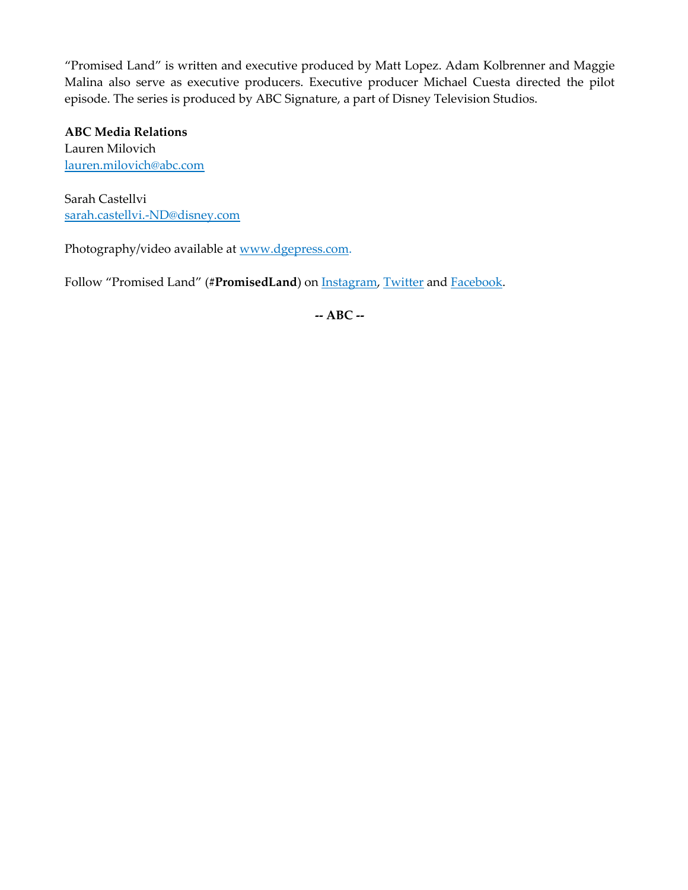"Promised Land" is written and executive produced by Matt Lopez. Adam Kolbrenner and Maggie Malina also serve as executive producers. Executive producer Michael Cuesta directed the pilot episode. The series is produced by ABC Signature, a part of Disney Television Studios.

**ABC Media Relations**
Lauren Milovich
lauren.milovich@abc.com

Sarah Castellvi
sarah.castellvi.-ND@disney.com

Photography/video available at www.dgepress.com.

Follow "Promised Land" (#**PromisedLand**) on Instagram, Twitter and Facebook.

**-- ABC --**